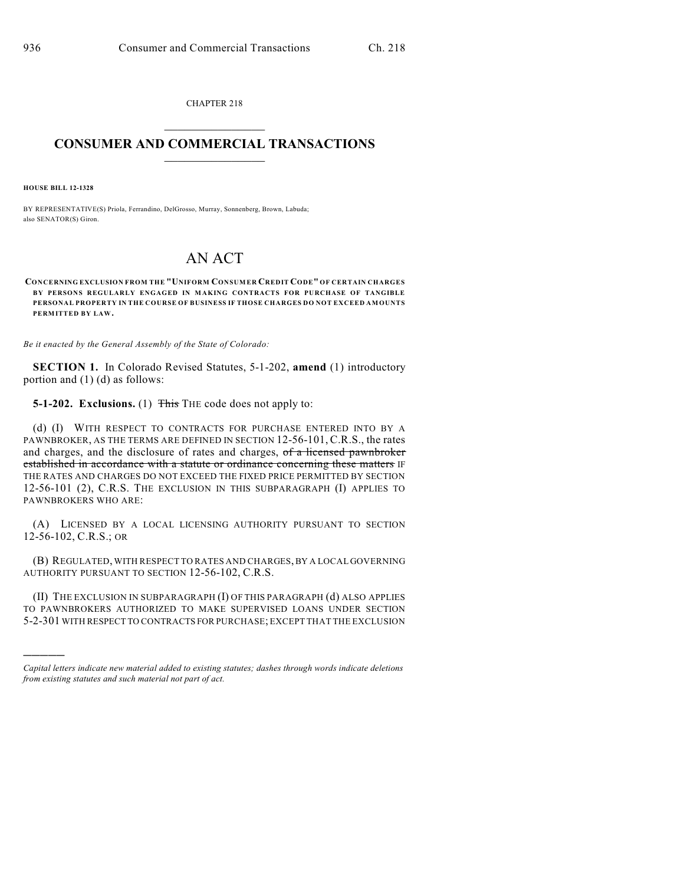CHAPTER 218

# CONSUMER AND COMMERCIAL TRANSACTIONS

**HOUSE BILL 12-1328**

BY REPRESENTATIVE(S) Priola, Ferrandino, DelGrosso, Murray, Sonnenberg, Brown, Labuda; also SENATOR(S) Giron.

# AN ACT

**CONCERNING EXCLUSION FROM THE "UNIFORM CONSUMER CREDIT CODE" OF CERTAIN CHARGES BY PERSONS REGULARLY ENGAGED IN MAKING CONTRACTS FOR PURCHASE OF TANGIBLE PERSONAL PROPERTY IN THE COURSE OF BUSINESS IF THOSE CHARGES DO NOT EXCEED AMOUNTS PERMITTED BY LAW.**

*Be it enacted by the General Assembly of the State of Colorado:*

**SECTION 1.** In Colorado Revised Statutes, 5-1-202, **amend** (1) introductory portion and (1) (d) as follows:

**5-1-202. Exclusions.** (1) ~~This~~ THE code does not apply to:

(d) (I) WITH RESPECT TO CONTRACTS FOR PURCHASE ENTERED INTO BY A PAWNBROKER, AS THE TERMS ARE DEFINED IN SECTION 12-56-101, C.R.S., the rates and charges, and the disclosure of rates and charges, ~~of a licensed pawnbroker established in accordance with a statute or ordinance concerning these matters~~ IF THE RATES AND CHARGES DO NOT EXCEED THE FIXED PRICE PERMITTED BY SECTION 12-56-101 (2), C.R.S. THE EXCLUSION IN THIS SUBPARAGRAPH (I) APPLIES TO PAWNBROKERS WHO ARE:

(A) LICENSED BY A LOCAL LICENSING AUTHORITY PURSUANT TO SECTION 12-56-102, C.R.S.; OR

(B) REGULATED, WITH RESPECT TO RATES AND CHARGES, BY A LOCAL GOVERNING AUTHORITY PURSUANT TO SECTION 12-56-102, C.R.S.

(II) THE EXCLUSION IN SUBPARAGRAPH (I) OF THIS PARAGRAPH (d) ALSO APPLIES TO PAWNBROKERS AUTHORIZED TO MAKE SUPERVISED LOANS UNDER SECTION 5-2-301 WITH RESPECT TO CONTRACTS FOR PURCHASE; EXCEPT THAT THE EXCLUSION

---

*Capital letters indicate new material added to existing statutes; dashes through words indicate deletions from existing statutes and such material not part of act.*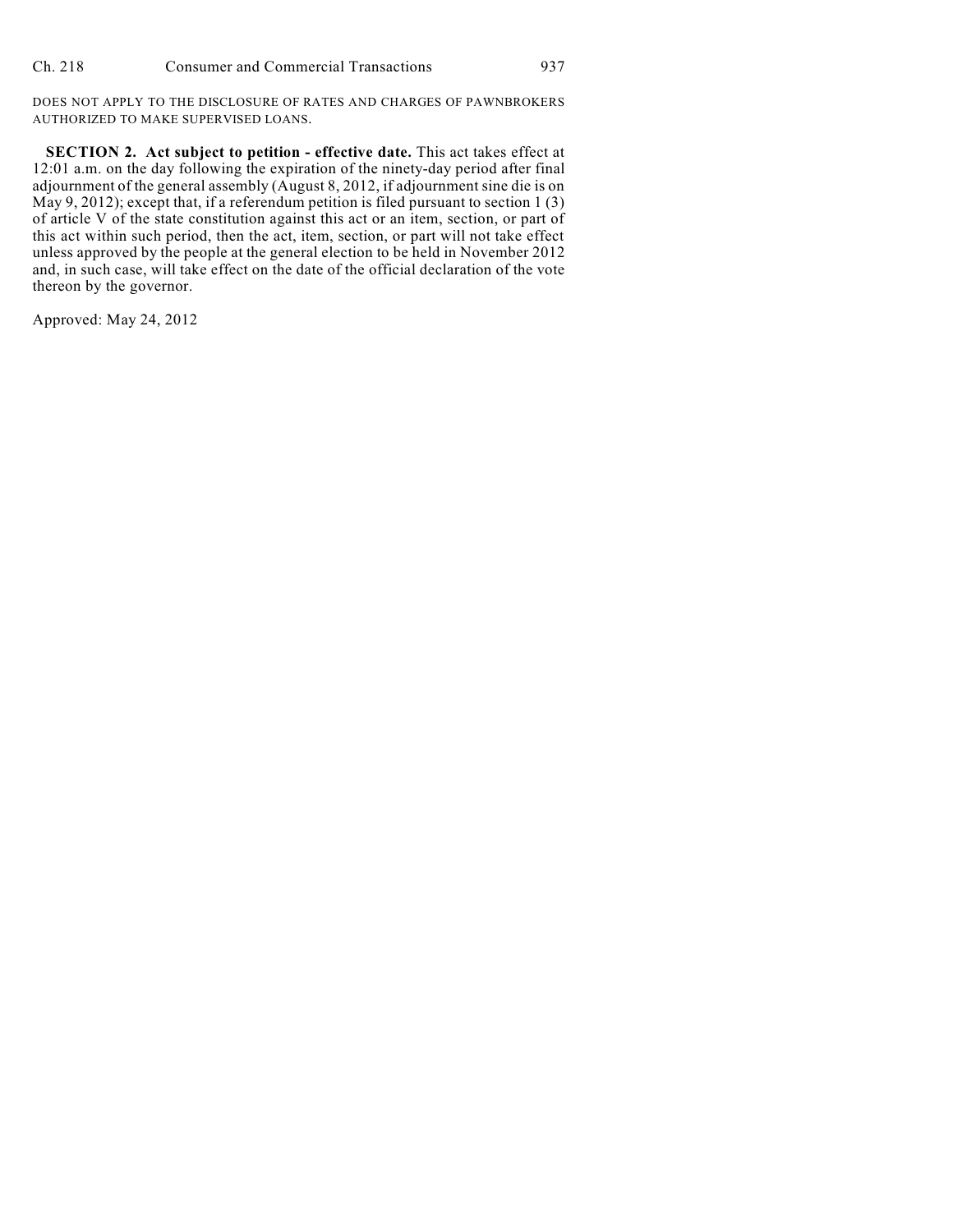DOES NOT APPLY TO THE DISCLOSURE OF RATES AND CHARGES OF PAWNBROKERS AUTHORIZED TO MAKE SUPERVISED LOANS.

**SECTION 2. Act subject to petition - effective date.** This act takes effect at 12:01 a.m. on the day following the expiration of the ninety-day period after final adjournment of the general assembly (August 8, 2012, if adjournment sine die is on May 9, 2012); except that, if a referendum petition is filed pursuant to section 1 (3) of article V of the state constitution against this act or an item, section, or part of this act within such period, then the act, item, section, or part will not take effect unless approved by the people at the general election to be held in November 2012 and, in such case, will take effect on the date of the official declaration of the vote thereon by the governor.

Approved: May 24, 2012